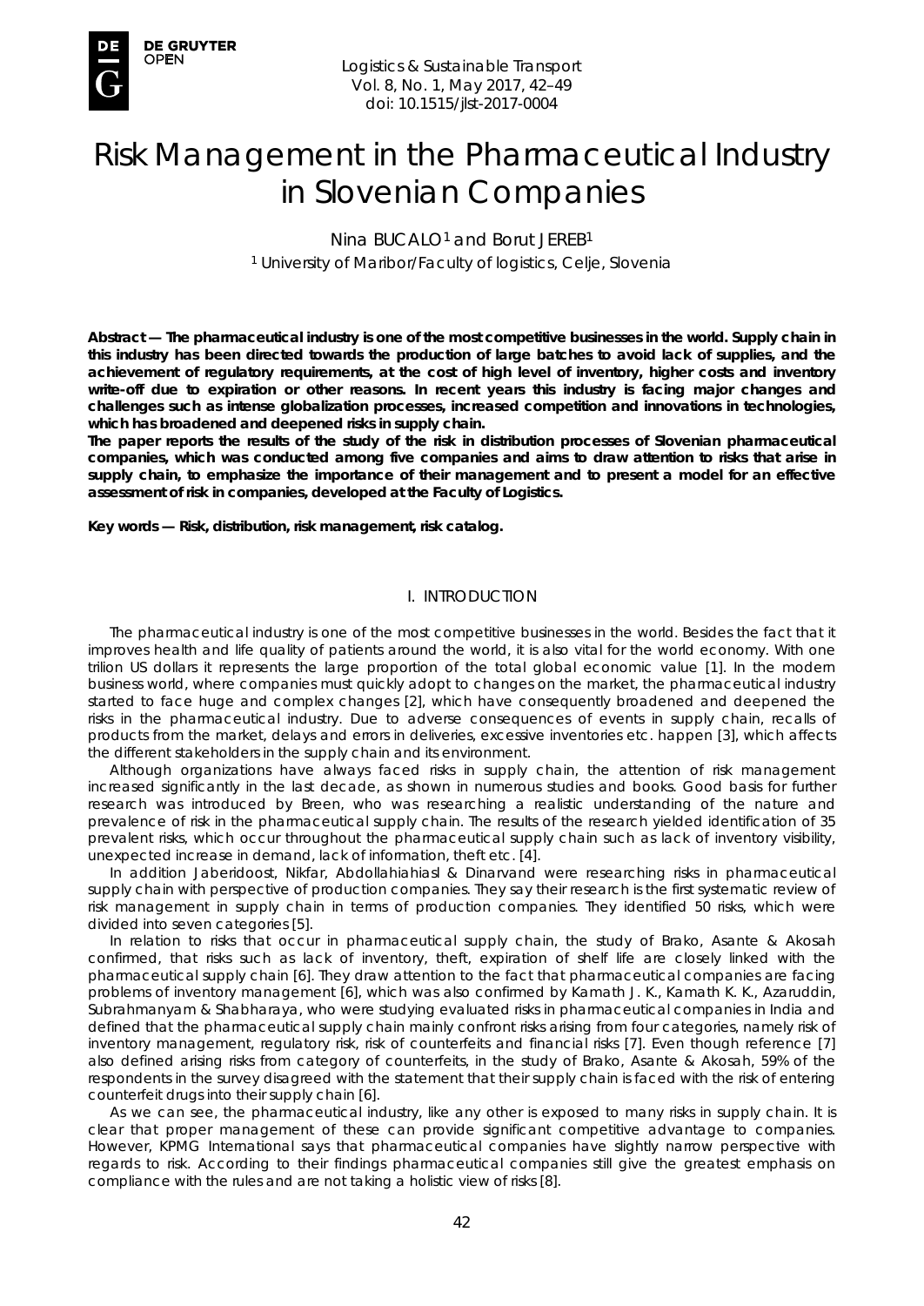# Risk Management in the Pharmaceutical Industry in Slovenian Companies

Nina BUCALO[1] and Borut JEREB[1]

[1] University of Maribor/Faculty of logistics, Celje, Slovenia

**Abstract — The pharmaceutical industry is one of the most competitive businesses in the world. Supply chain in this industry has been directed towards the production of large batches to avoid lack of supplies, and the achievement of regulatory requirements, at the cost of high level of inventory, higher costs and inventory write-off due to expiration or other reasons. In recent years this industry is facing major changes and challenges such as intense globalization processes, increased competition and innovations in technologies, which has broadened and deepened risks in supply chain.**

**The paper reports the results of the study of the risk in distribution processes of Slovenian pharmaceutical companies, which was conducted among five companies and aims to draw attention to risks that arise in supply chain, to emphasize the importance of their management and to present a model for an effective assessment of risk in companies, developed at the Faculty of Logistics.**

**Key words — Risk, distribution, risk management, risk catalog.**

## I. INTRODUCTION

The pharmaceutical industry is one of the most competitive businesses in the world. Besides the fact that it improves health and life quality of patients around the world, it is also vital for the world economy. With one trilion US dollars it represents the large proportion of the total global economic value [1]. In the modern business world, where companies must quickly adopt to changes on the market, the pharmaceutical industry started to face huge and complex changes [2], which have consequently broadened and deepened the risks in the pharmaceutical industry. Due to adverse consequences of events in supply chain, recalls of products from the market, delays and errors in deliveries, excessive inventories etc. happen [3], which affects the different stakeholders in the supply chain and its environment.

Although organizations have always faced risks in supply chain, the attention of risk management increased significantly in the last decade, as shown in numerous studies and books. Good basis for further research was introduced by Breen, who was researching a realistic understanding of the nature and prevalence of risk in the pharmaceutical supply chain. The results of the research yielded identification of 35 prevalent risks, which occur throughout the pharmaceutical supply chain such as lack of inventory visibility, unexpected increase in demand, lack of information, theft etc. [4].

In addition Jaberidoost, Nikfar, Abdollahiahiasl & Dinarvand were researching risks in pharmaceutical supply chain with perspective of production companies. They say their research is the first systematic review of risk management in supply chain in terms of production companies. They identified 50 risks, which were divided into seven categories [5].

In relation to risks that occur in pharmaceutical supply chain, the study of Brako, Asante & Akosah confirmed, that risks such as lack of inventory, theft, expiration of shelf life are closely linked with the pharmaceutical supply chain [6]. They draw attention to the fact that pharmaceutical companies are facing problems of inventory management [6], which was also confirmed by Kamath J. K., Kamath K. K., Azaruddin, Subrahmanyam & Shabharaya, who were studying evaluated risks in pharmaceutical companies in India and defined that the pharmaceutical supply chain mainly confront risks arising from four categories, namely risk of inventory management, regulatory risk, risk of counterfeits and financial risks [7]. Even though reference [7] also defined arising risks from category of counterfeits, in the study of Brako, Asante & Akosah, 59% of the respondents in the survey disagreed with the statement that their supply chain is faced with the risk of entering counterfeit drugs into their supply chain [6].

As we can see, the pharmaceutical industry, like any other is exposed to many risks in supply chain. It is clear that proper management of these can provide significant competitive advantage to companies. However, KPMG International says that pharmaceutical companies have slightly narrow perspective with regards to risk. According to their findings pharmaceutical companies still give the greatest emphasis on compliance with the rules and are not taking a holistic view of risks [8].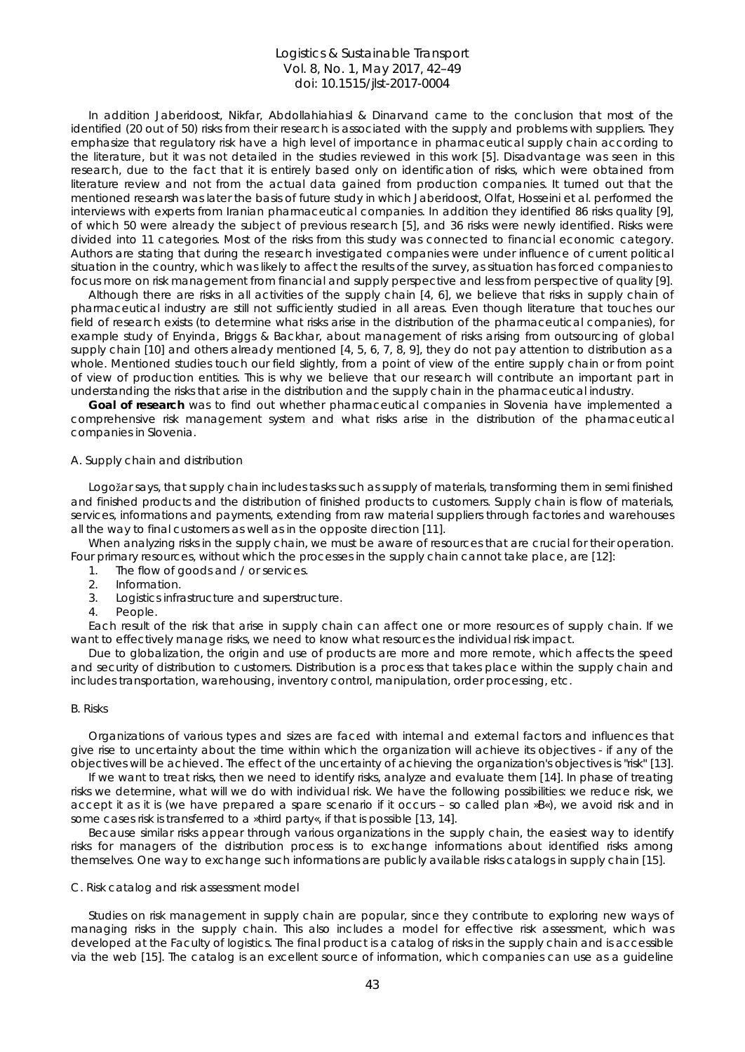In addition Jaberidoost, Nikfar, Abdollahiahiasl & Dinarvand came to the conclusion that most of the identified (20 out of 50) risks from their research is associated with the supply and problems with suppliers. They emphasize that regulatory risk have a high level of importance in pharmaceutical supply chain according to the literature, but it was not detailed in the studies reviewed in this work [5]. Disadvantage was seen in this research, due to the fact that it is entirely based only on identification of risks, which were obtained from literature review and not from the actual data gained from production companies. It turned out that the mentioned researsh was later the basis of future study in which Jaberidoost, Olfat, Hosseini et al. performed the interviews with experts from Iranian pharmaceutical companies. In addition they identified 86 risks quality [9], of which 50 were already the subject of previous research [5], and 36 risks were newly identified. Risks were divided into 11 categories. Most of the risks from this study was connected to financial economic category. Authors are stating that during the research investigated companies were under influence of current political situation in the country, which was likely to affect the results of the survey, as situation has forced companies to focus more on risk management from financial and supply perspective and less from perspective of quality [9].

Although there are risks in all activities of the supply chain [4, 6], we believe that risks in supply chain of pharmaceutical industry are still not sufficiently studied in all areas. Even though literature that touches our field of research exists (to determine what risks arise in the distribution of the pharmaceutical companies), for example study of Enyinda, Briggs & Backhar, about management of risks arising from outsourcing of global supply chain [10] and others already mentioned [4, 5, 6, 7, 8, 9], they do not pay attention to distribution as a whole. Mentioned studies touch our field slightly, from a point of view of the entire supply chain or from point of view of production entities. This is why we believe that our research will contribute an important part in understanding the risks that arise in the distribution and the supply chain in the pharmaceutical industry.

**Goal of research** was to find out whether pharmaceutical companies in Slovenia have implemented a comprehensive risk management system and what risks arise in the distribution of the pharmaceutical companies in Slovenia.

### A. Supply chain and distribution

Logožar says, that supply chain includes tasks such as supply of materials, transforming them in semi finished and finished products and the distribution of finished products to customers. Supply chain is flow of materials, services, informations and payments, extending from raw material suppliers through factories and warehouses all the way to final customers as well as in the opposite direction [11].

When analyzing risks in the supply chain, we must be aware of resources that are crucial for their operation. Four primary resources, without which the processes in the supply chain cannot take place, are [12]:

1. The flow of goods and / or services.
2. Information.
3. Logistics infrastructure and superstructure.
4. People.

Each result of the risk that arise in supply chain can affect one or more resources of supply chain. If we want to effectively manage risks, we need to know what resources the individual risk impact.

Due to globalization, the origin and use of products are more and more remote, which affects the speed and security of distribution to customers. Distribution is a process that takes place within the supply chain and includes transportation, warehousing, inventory control, manipulation, order processing, etc.

### B. Risks

Organizations of various types and sizes are faced with internal and external factors and influences that give rise to uncertainty about the time within which the organization will achieve its objectives - if any of the objectives will be achieved. The effect of the uncertainty of achieving the organization's objectives is "risk" [13].

If we want to treat risks, then we need to identify risks, analyze and evaluate them [14]. In phase of treating risks we determine, what will we do with individual risk. We have the following possibilities: we reduce risk, we accept it as it is (we have prepared a spare scenario if it occurs – so called plan »B«), we avoid risk and in some cases risk is transferred to a »third party«, if that is possible [13, 14].

Because similar risks appear through various organizations in the supply chain, the easiest way to identify risks for managers of the distribution process is to exchange informations about identified risks among themselves. One way to exchange such informations are publicly available risks catalogs in supply chain [15].

### C. Risk catalog and risk assessment model

Studies on risk management in supply chain are popular, since they contribute to exploring new ways of managing risks in the supply chain. This also includes a model for effective risk assessment, which was developed at the Faculty of logistics. The final product is a catalog of risks in the supply chain and is accessible via the web [15]. The catalog is an excellent source of information, which companies can use as a guideline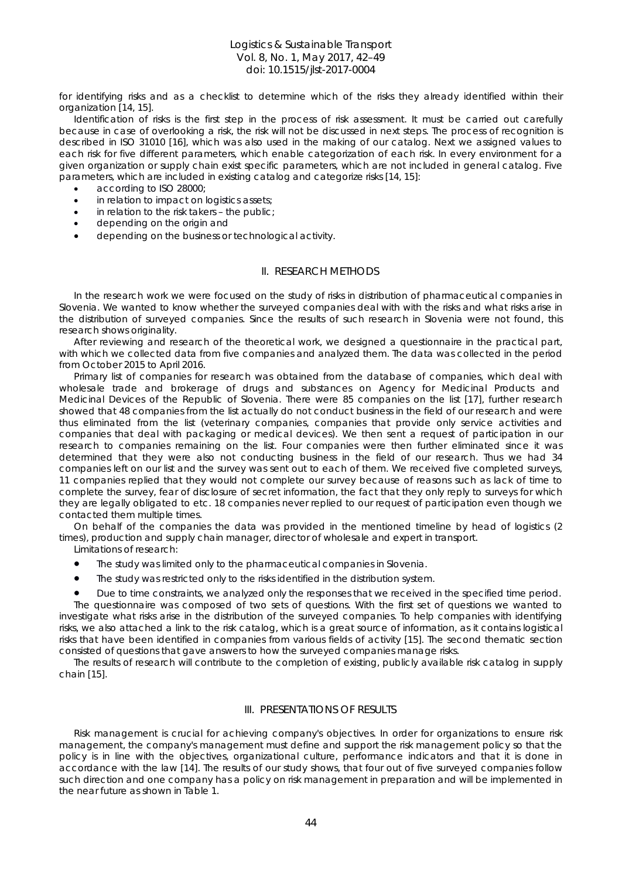for identifying risks and as a checklist to determine which of the risks they already identified within their organization [14, 15].

Identification of risks is the first step in the process of risk assessment. It must be carried out carefully because in case of overlooking a risk, the risk will not be discussed in next steps. The process of recognition is described in ISO 31010 [16], which was also used in the making of our catalog. Next we assigned values to each risk for five different parameters, which enable categorization of each risk. In every environment for a given organization or supply chain exist specific parameters, which are not included in general catalog. Five parameters, which are included in existing catalog and categorize risks [14, 15]:

- according to ISO 28000;
- in relation to impact on logistics assets;
- in relation to the risk takers – the public;
- depending on the origin and
- depending on the business or technological activity.

## II. RESEARCH METHODS

In the research work we were focused on the study of risks in distribution of pharmaceutical companies in Slovenia. We wanted to know whether the surveyed companies deal with with the risks and what risks arise in the distribution of surveyed companies. Since the results of such research in Slovenia were not found, this research shows originality.

After reviewing and research of the theoretical work, we designed a questionnaire in the practical part, with which we collected data from five companies and analyzed them. The data was collected in the period from October 2015 to April 2016.

Primary list of companies for research was obtained from the database of companies, which deal with wholesale trade and brokerage of drugs and substances on Agency for Medicinal Products and Medicinal Devices of the Republic of Slovenia. There were 85 companies on the list [17], further research showed that 48 companies from the list actually do not conduct business in the field of our research and were thus eliminated from the list (veterinary companies, companies that provide only service activities and companies that deal with packaging or medical devices). We then sent a request of participation in our research to companies remaining on the list. Four companies were then further eliminated since it was determined that they were also not conducting business in the field of our research. Thus we had 34 companies left on our list and the survey was sent out to each of them. We received five completed surveys, 11 companies replied that they would not complete our survey because of reasons such as lack of time to complete the survey, fear of disclosure of secret information, the fact that they only reply to surveys for which they are legally obligated to etc. 18 companies never replied to our request of participation even though we contacted them multiple times.

On behalf of the companies the data was provided in the mentioned timeline by head of logistics (2 times), production and supply chain manager, director of wholesale and expert in transport.

Limitations of research:

- The study was limited only to the pharmaceutical companies in Slovenia.
- The study was restricted only to the risks identified in the distribution system.
- Due to time constraints, we analyzed only the responses that we received in the specified time period.

The questionnaire was composed of two sets of questions. With the first set of questions we wanted to investigate what risks arise in the distribution of the surveyed companies. To help companies with identifying risks, we also attached a link to the risk catalog, which is a great source of information, as it contains logistical risks that have been identified in companies from various fields of activity [15]. The second thematic section consisted of questions that gave answers to how the surveyed companies manage risks.

The results of research will contribute to the completion of existing, publicly available risk catalog in supply chain [15].

## III. PRESENTATIONS OF RESULTS

Risk management is crucial for achieving company's objectives. In order for organizations to ensure risk management, the company's management must define and support the risk management policy so that the policy is in line with the objectives, organizational culture, performance indicators and that it is done in accordance with the law [14]. The results of our study shows, that four out of five surveyed companies follow such direction and one company has a policy on risk management in preparation and will be implemented in the near future as shown in Table 1.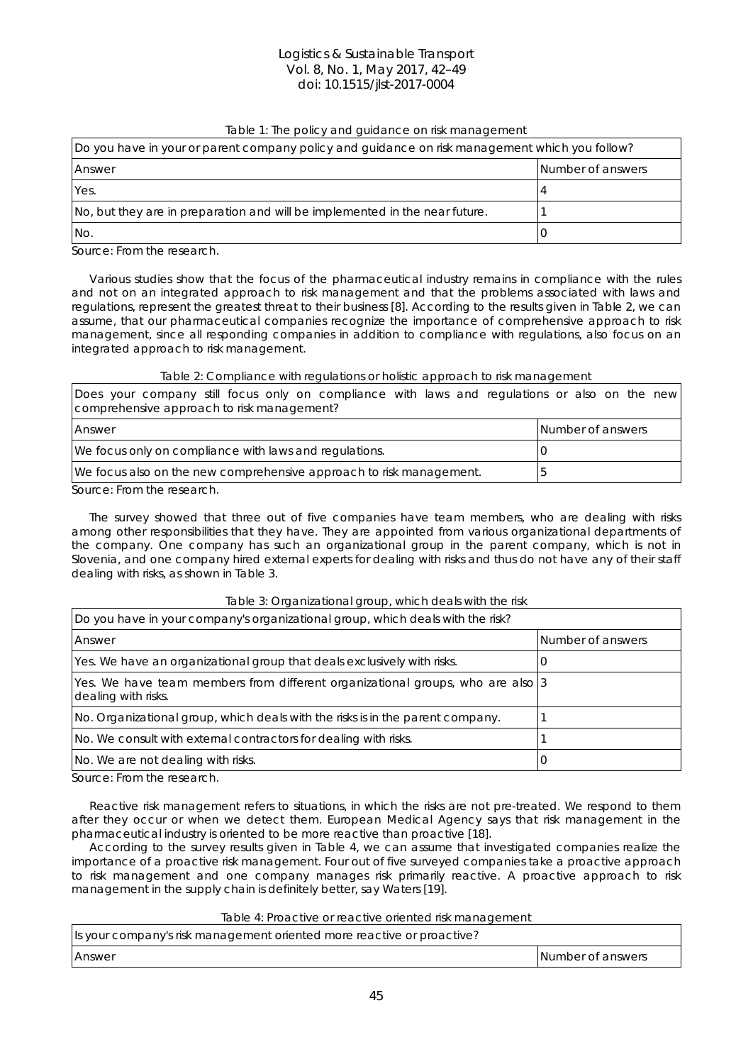Table 1: The policy and guidance on risk management

| Do you have in your or parent company policy and guidance on risk management which you follow? | |
|---|---|
| Answer | Number of answers |
| Yes. | 4 |
| No, but they are in preparation and will be implemented in the near future. | 1 |
| No. | 0 |

Source: From the research.

Various studies show that the focus of the pharmaceutical industry remains in compliance with the rules and not on an integrated approach to risk management and that the problems associated with laws and regulations, represent the greatest threat to their business [8]. According to the results given in Table 2, we can assume, that our pharmaceutical companies recognize the importance of comprehensive approach to risk management, since all responding companies in addition to compliance with regulations, also focus on an integrated approach to risk management.

Table 2: Compliance with regulations or holistic approach to risk management

| Does your company still focus only on compliance with laws and regulations or also on the new comprehensive approach to risk management? | |
|---|---|
| Answer | Number of answers |
| We focus only on compliance with laws and regulations. | 0 |
| We focus also on the new comprehensive approach to risk management. | 5 |

Source: From the research.

The survey showed that three out of five companies have team members, who are dealing with risks among other responsibilities that they have. They are appointed from various organizational departments of the company. One company has such an organizational group in the parent company, which is not in Slovenia, and one company hired external experts for dealing with risks and thus do not have any of their staff dealing with risks, as shown in Table 3.

Table 3: Organizational group, which deals with the risk

| Do you have in your company's organizational group, which deals with the risk? | |
|---|---|
| Answer | Number of answers |
| Yes. We have an organizational group that deals exclusively with risks. | 0 |
| Yes. We have team members from different organizational groups, who are also dealing with risks. | 3 |
| No. Organizational group, which deals with the risks is in the parent company. | 1 |
| No. We consult with external contractors for dealing with risks. | 1 |
| No. We are not dealing with risks. | 0 |

Source: From the research.

Reactive risk management refers to situations, in which the risks are not pre-treated. We respond to them after they occur or when we detect them. European Medical Agency says that risk management in the pharmaceutical industry is oriented to be more reactive than proactive [18].

According to the survey results given in Table 4, we can assume that investigated companies realize the importance of a proactive risk management. Four out of five surveyed companies take a proactive approach to risk management and one company manages risk primarily reactive. A proactive approach to risk management in the supply chain is definitely better, say Waters [19].

Table 4: Proactive or reactive oriented risk management

| Is your company's risk management oriented more reactive or proactive? | |
|---|---|
| Answer | Number of answers |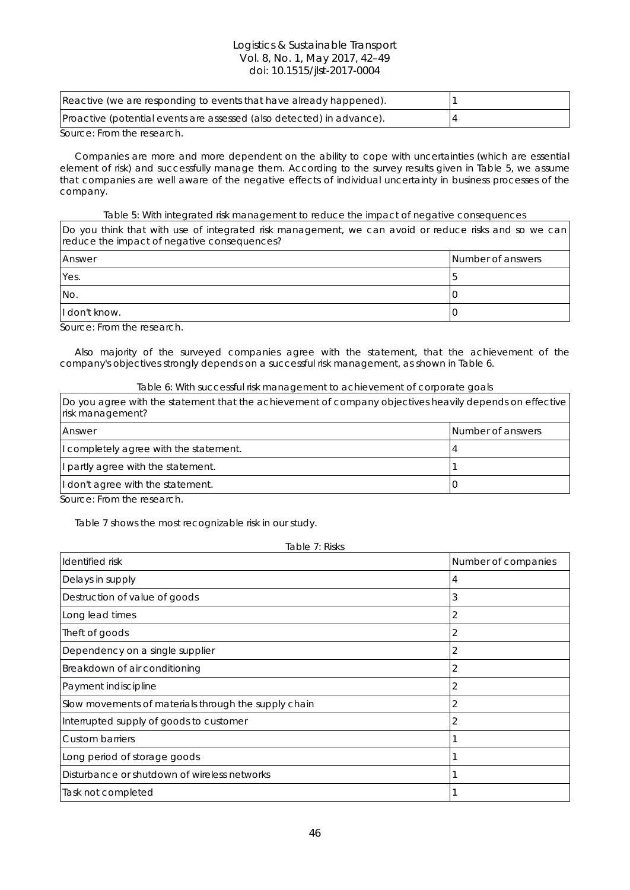| | |
|---|---|
| Reactive (we are responding to events that have already happened). | 1 |
| Proactive (potential events are assessed (also detected) in advance). | 4 |

Source: From the research.

Companies are more and more dependent on the ability to cope with uncertainties (which are essential element of risk) and successfully manage them. According to the survey results given in Table 5, we assume that companies are well aware of the negative effects of individual uncertainty in business processes of the company.

Table 5: With integrated risk management to reduce the impact of negative consequences

| Do you think that with use of integrated risk management, we can avoid or reduce risks and so we can reduce the impact of negative consequences? | |
|---|---|
| Answer | Number of answers |
| Yes. | 5 |
| No. | 0 |
| I don't know. | 0 |

Source: From the research.

Also majority of the surveyed companies agree with the statement, that the achievement of the company's objectives strongly depends on a successful risk management, as shown in Table 6.

Table 6: With successful risk management to achievement of corporate goals

| Do you agree with the statement that the achievement of company objectives heavily depends on effective risk management? | |
|---|---|
| Answer | Number of answers |
| I completely agree with the statement. | 4 |
| I partly agree with the statement. | 1 |
| I don't agree with the statement. | 0 |

Source: From the research.

Table 7 shows the most recognizable risk in our study.

Table 7: Risks

| Identified risk | Number of companies |
|---|---|
| Delays in supply | 4 |
| Destruction of value of goods | 3 |
| Long lead times | 2 |
| Theft of goods | 2 |
| Dependency on a single supplier | 2 |
| Breakdown of air conditioning | 2 |
| Payment indiscipline | 2 |
| Slow movements of materials through the supply chain | 2 |
| Interrupted supply of goods to customer | 2 |
| Custom barriers | 1 |
| Long period of storage goods | 1 |
| Disturbance or shutdown of wireless networks | 1 |
| Task not completed | 1 |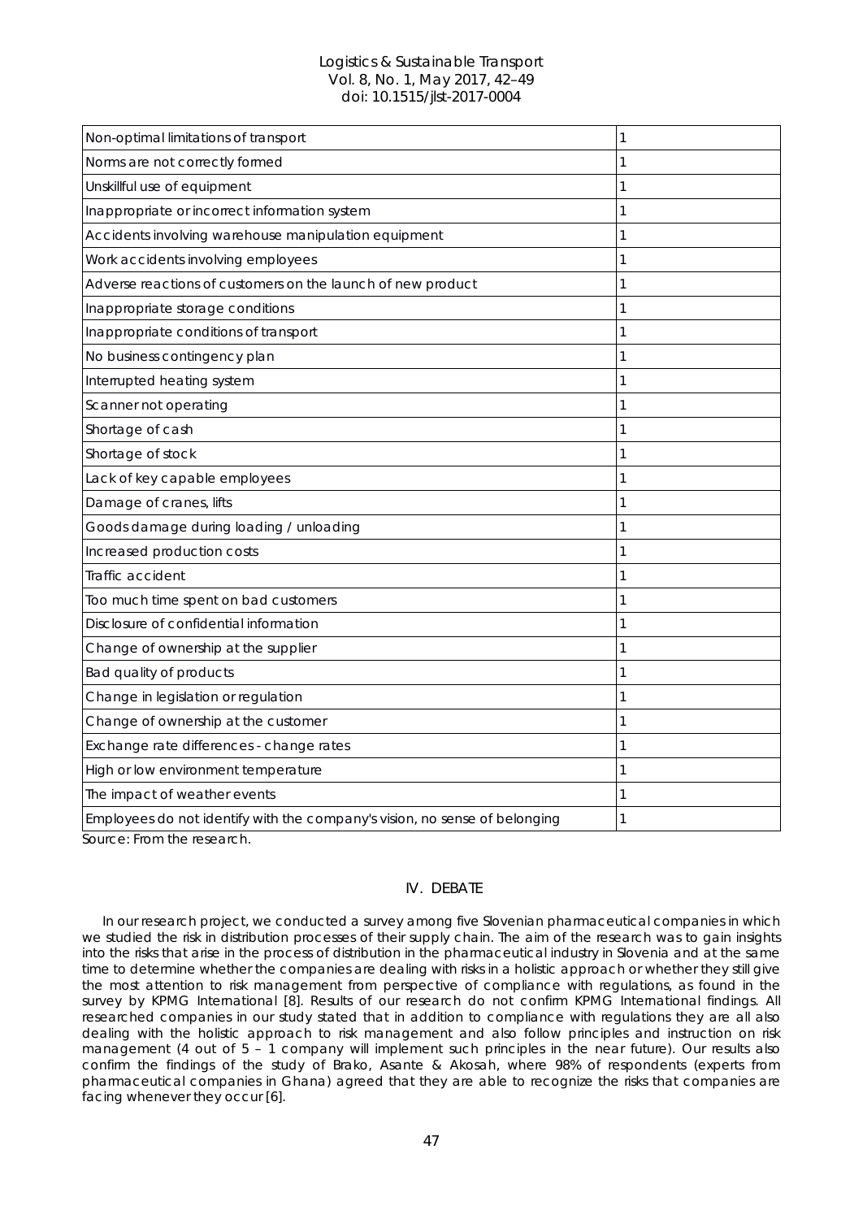| | |
|---|---|
| Non-optimal limitations of transport | 1 |
| Norms are not correctly formed | 1 |
| Unskillful use of equipment | 1 |
| Inappropriate or incorrect information system | 1 |
| Accidents involving warehouse manipulation equipment | 1 |
| Work accidents involving employees | 1 |
| Adverse reactions of customers on the launch of new product | 1 |
| Inappropriate storage conditions | 1 |
| Inappropriate conditions of transport | 1 |
| No business contingency plan | 1 |
| Interrupted heating system | 1 |
| Scanner not operating | 1 |
| Shortage of cash | 1 |
| Shortage of stock | 1 |
| Lack of key capable employees | 1 |
| Damage of cranes, lifts | 1 |
| Goods damage during loading / unloading | 1 |
| Increased production costs | 1 |
| Traffic accident | 1 |
| Too much time spent on bad customers | 1 |
| Disclosure of confidential information | 1 |
| Change of ownership at the supplier | 1 |
| Bad quality of products | 1 |
| Change in legislation or regulation | 1 |
| Change of ownership at the customer | 1 |
| Exchange rate differences - change rates | 1 |
| High or low environment temperature | 1 |
| The impact of weather events | 1 |
| Employees do not identify with the company's vision, no sense of belonging | 1 |

Source: From the research.

## IV. DEBATE

In our research project, we conducted a survey among five Slovenian pharmaceutical companies in which we studied the risk in distribution processes of their supply chain. The aim of the research was to gain insights into the risks that arise in the process of distribution in the pharmaceutical industry in Slovenia and at the same time to determine whether the companies are dealing with risks in a holistic approach or whether they still give the most attention to risk management from perspective of compliance with regulations, as found in the survey by KPMG International [8]. Results of our research do not confirm KPMG International findings. All researched companies in our study stated that in addition to compliance with regulations they are all also dealing with the holistic approach to risk management and also follow principles and instruction on risk management (4 out of 5 – 1 company will implement such principles in the near future). Our results also confirm the findings of the study of Brako, Asante & Akosah, where 98% of respondents (experts from pharmaceutical companies in Ghana) agreed that they are able to recognize the risks that companies are facing whenever they occur [6].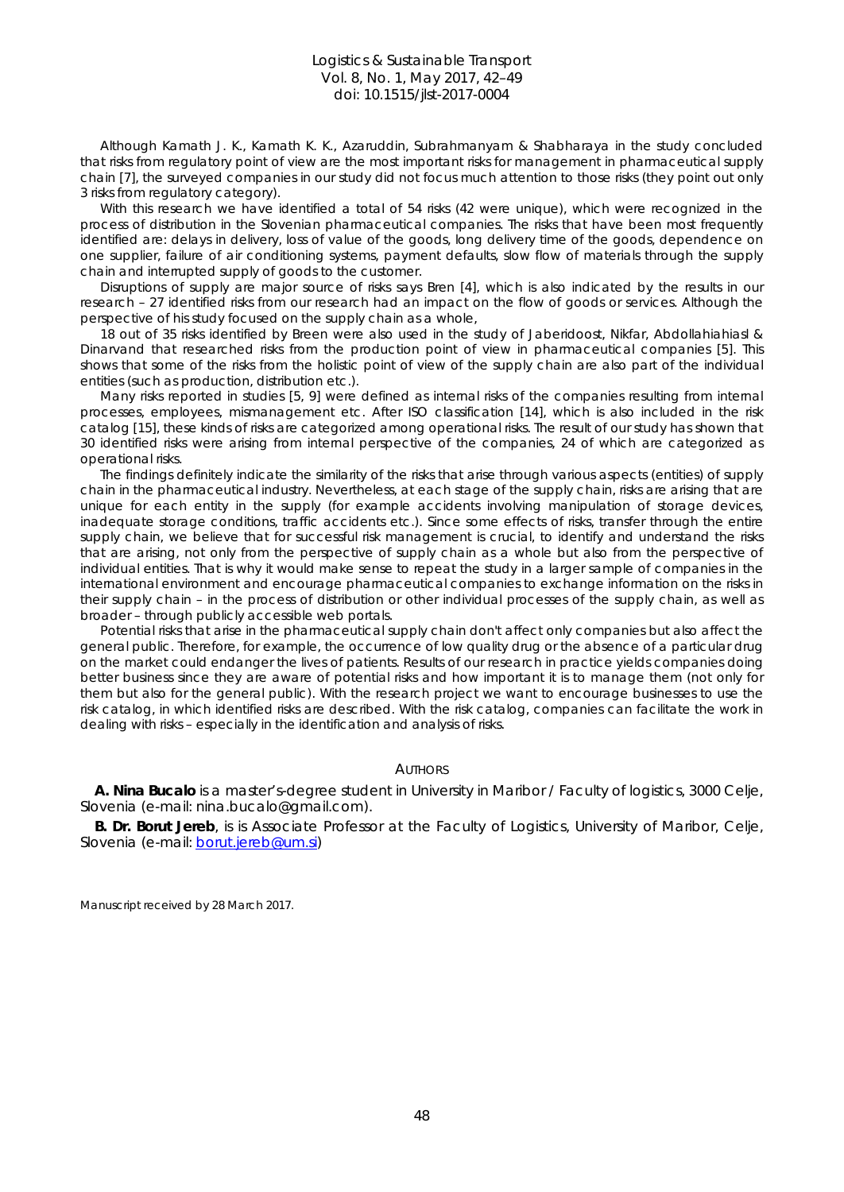Although Kamath J. K., Kamath K. K., Azaruddin, Subrahmanyam & Shabharaya in the study concluded that risks from regulatory point of view are the most important risks for management in pharmaceutical supply chain [7], the surveyed companies in our study did not focus much attention to those risks (they point out only 3 risks from regulatory category).

With this research we have identified a total of 54 risks (42 were unique), which were recognized in the process of distribution in the Slovenian pharmaceutical companies. The risks that have been most frequently identified are: delays in delivery, loss of value of the goods, long delivery time of the goods, dependence on one supplier, failure of air conditioning systems, payment defaults, slow flow of materials through the supply chain and interrupted supply of goods to the customer.

Disruptions of supply are major source of risks says Bren [4], which is also indicated by the results in our research – 27 identified risks from our research had an impact on the flow of goods or services. Although the perspective of his study focused on the supply chain as a whole,

18 out of 35 risks identified by Breen were also used in the study of Jaberidoost, Nikfar, Abdollahiahiasl & Dinarvand that researched risks from the production point of view in pharmaceutical companies [5]. This shows that some of the risks from the holistic point of view of the supply chain are also part of the individual entities (such as production, distribution etc.).

Many risks reported in studies [5, 9] were defined as internal risks of the companies resulting from internal processes, employees, mismanagement etc. After ISO classification [14], which is also included in the risk catalog [15], these kinds of risks are categorized among operational risks. The result of our study has shown that 30 identified risks were arising from internal perspective of the companies, 24 of which are categorized as operational risks.

The findings definitely indicate the similarity of the risks that arise through various aspects (entities) of supply chain in the pharmaceutical industry. Nevertheless, at each stage of the supply chain, risks are arising that are unique for each entity in the supply (for example accidents involving manipulation of storage devices, inadequate storage conditions, traffic accidents etc.). Since some effects of risks, transfer through the entire supply chain, we believe that for successful risk management is crucial, to identify and understand the risks that are arising, not only from the perspective of supply chain as a whole but also from the perspective of individual entities. That is why it would make sense to repeat the study in a larger sample of companies in the international environment and encourage pharmaceutical companies to exchange information on the risks in their supply chain – in the process of distribution or other individual processes of the supply chain, as well as broader – through publicly accessible web portals.

Potential risks that arise in the pharmaceutical supply chain don't affect only companies but also affect the general public. Therefore, for example, the occurrence of low quality drug or the absence of a particular drug on the market could endanger the lives of patients. Results of our research in practice yields companies doing better business since they are aware of potential risks and how important it is to manage them (not only for them but also for the general public). With the research project we want to encourage businesses to use the risk catalog, in which identified risks are described. With the risk catalog, companies can facilitate the work in dealing with risks – especially in the identification and analysis of risks.

## Authors

**A. Nina Bucalo** is a master's-degree student in University in Maribor / Faculty of logistics, 3000 Celje, Slovenia (e-mail: nina.bucalo@gmail.com).

**B. Dr. Borut Jereb**, is is Associate Professor at the Faculty of Logistics, University of Maribor, Celje, Slovenia (e-mail: borut.jereb@um.si)

Manuscript received by 28 March 2017.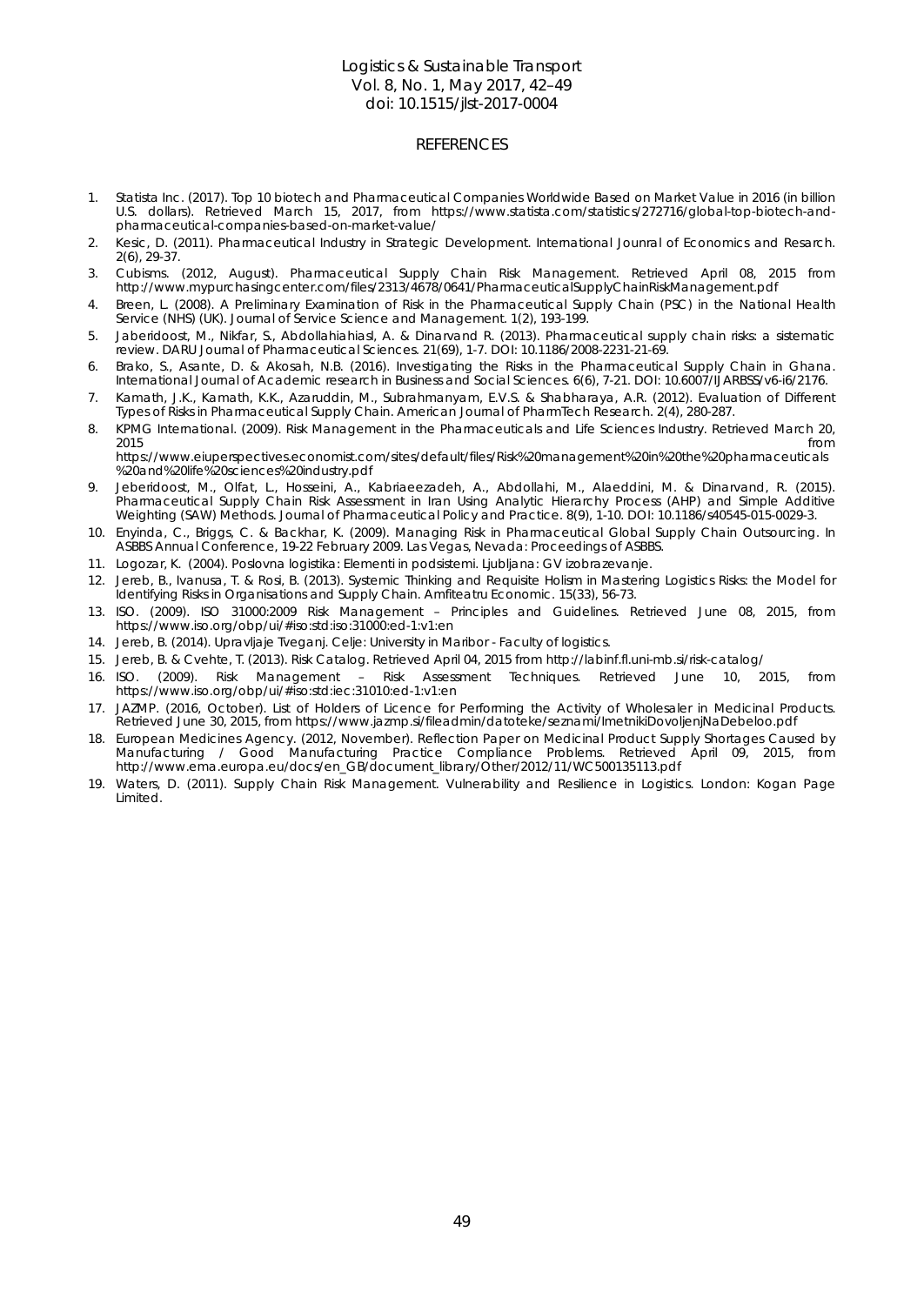## REFERENCES

1. Statista Inc. (2017). Top 10 biotech and Pharmaceutical Companies Worldwide Based on Market Value in 2016 (in billion U.S. dollars). Retrieved March 15, 2017, from https://www.statista.com/statistics/272716/global-top-biotech-and-pharmaceutical-companies-based-on-market-value/
2. Kesic, D. (2011). Pharmaceutical Industry in Strategic Development. International Jounral of Economics and Resarch. 2(6), 29-37.
3. Cubisms. (2012, August). Pharmaceutical Supply Chain Risk Management. Retrieved April 08, 2015 from http://www.mypurchasingcenter.com/files/2313/4678/0641/PharmaceuticalSupplyChainRiskManagement.pdf
4. Breen, L. (2008). A Preliminary Examination of Risk in the Pharmaceutical Supply Chain (PSC) in the National Health Service (NHS) (UK). Journal of Service Science and Management. 1(2), 193-199.
5. Jaberidoost, M., Nikfar, S., Abdollahiahiasl, A. & Dinarvand R. (2013). Pharmaceutical supply chain risks: a sistematic review. DARU Journal of Pharmaceutical Sciences. 21(69), 1-7. DOI: 10.1186/2008-2231-21-69.
6. Brako, S., Asante, D. & Akosah, N.B. (2016). Investigating the Risks in the Pharmaceutical Supply Chain in Ghana. International Journal of Academic research in Business and Social Sciences. 6(6), 7-21. DOI: 10.6007/IJARBSS/v6-i6/2176.
7. Kamath, J.K., Kamath, K.K., Azaruddin, M., Subrahmanyam, E.V.S. & Shabharaya, A.R. (2012). Evaluation of Different Types of Risks in Pharmaceutical Supply Chain. American Journal of PharmTech Research. 2(4), 280-287.
8. KPMG International. (2009). Risk Management in the Pharmaceuticals and Life Sciences Industry. Retrieved March 20, 2015 from https://www.eiuperspectives.economist.com/sites/default/files/Risk%20management%20in%20the%20pharmaceuticals%20and%20life%20sciences%20industry.pdf
9. Jeberidoost, M., Olfat, L., Hosseini, A., Kabriaeezadeh, A., Abdollahi, M., Alaeddini, M. & Dinarvand, R. (2015). Pharmaceutical Supply Chain Risk Assessment in Iran Using Analytic Hierarchy Process (AHP) and Simple Additive Weighting (SAW) Methods. Journal of Pharmaceutical Policy and Practice. 8(9), 1-10. DOI: 10.1186/s40545-015-0029-3.
10. Enyinda, C., Briggs, C. & Backhar, K. (2009). Managing Risk in Pharmaceutical Global Supply Chain Outsourcing. In ASBBS Annual Conference, 19-22 February 2009. Las Vegas, Nevada: Proceedings of ASBBS.
11. Logozar, K. (2004). Poslovna logistika: Elementi in podsistemi. Ljubljana: GV izobrazevanje.
12. Jereb, B., Ivanusa, T. & Rosi, B. (2013). Systemic Thinking and Requisite Holism in Mastering Logistics Risks: the Model for Identifying Risks in Organisations and Supply Chain. Amfiteatru Economic. 15(33), 56-73.
13. ISO. (2009). ISO 31000:2009 Risk Management – Principles and Guidelines. Retrieved June 08, 2015, from https://www.iso.org/obp/ui/#iso:std:iso:31000:ed-1:v1:en
14. Jereb, B. (2014). Upravljaje Tveganj. Celje: University in Maribor - Faculty of logistics.
15. Jereb, B. & Cvehte, T. (2013). Risk Catalog. Retrieved April 04, 2015 from http://labinf.fl.uni-mb.si/risk-catalog/
16. ISO. (2009). Risk Management – Risk Assessment Techniques. Retrieved June 10, 2015, from https://www.iso.org/obp/ui/#iso:std:iec:31010:ed-1:v1:en
17. JAZMP. (2016, October). List of Holders of Licence for Performing the Activity of Wholesaler in Medicinal Products. Retrieved June 30, 2015, from https://www.jazmp.si/fileadmin/datoteke/seznami/ImetnikiDovoljenjNaDebeloo.pdf
18. European Medicines Agency. (2012, November). Reflection Paper on Medicinal Product Supply Shortages Caused by Manufacturing / Good Manufacturing Practice Compliance Problems. Retrieved April 09, 2015, from http://www.ema.europa.eu/docs/en_GB/document_library/Other/2012/11/WC500135113.pdf
19. Waters, D. (2011). Supply Chain Risk Management. Vulnerability and Resilience in Logistics. London: Kogan Page Limited.